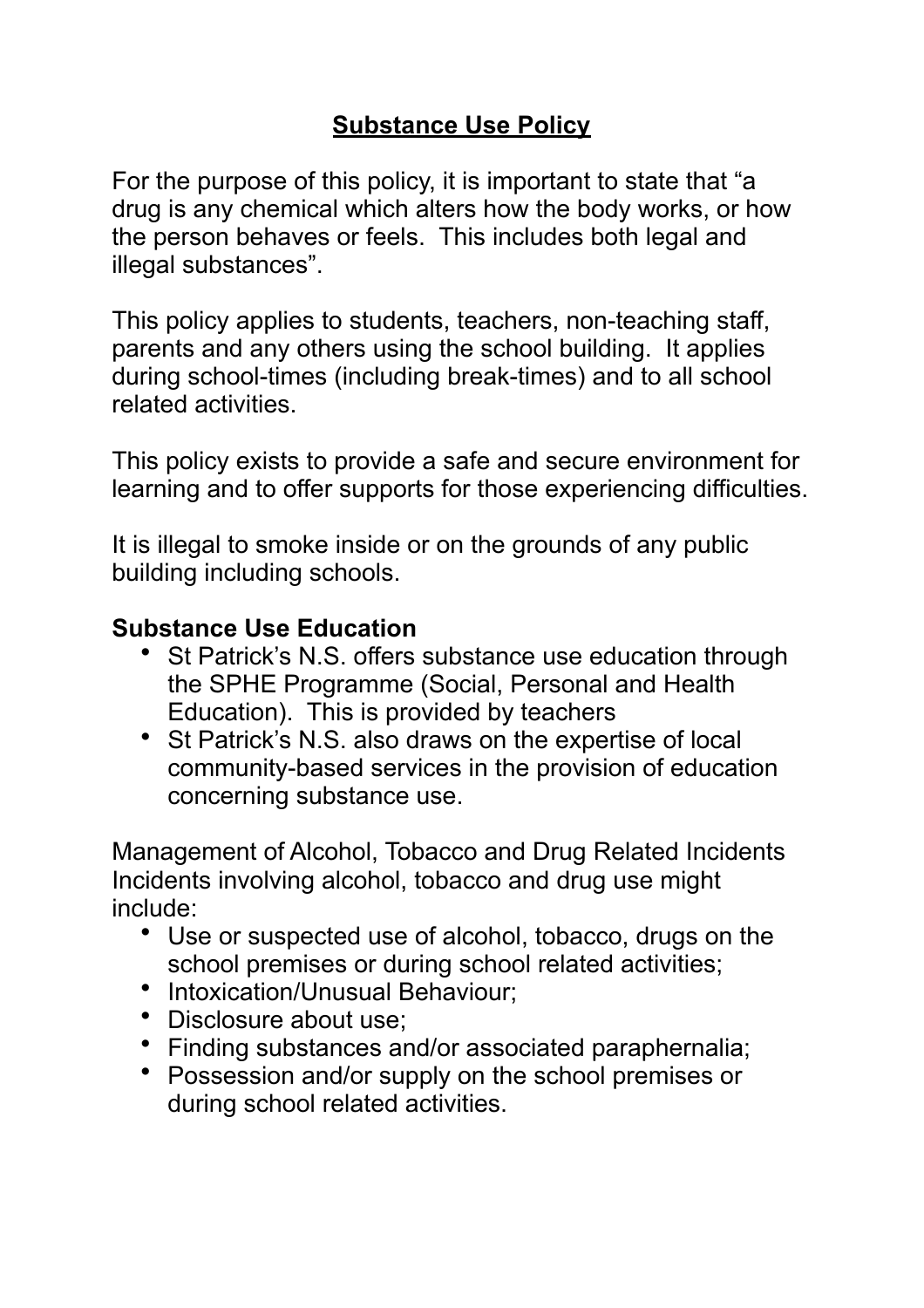# Substance Use Policy

For the purpose of this policy, it is important to state that "a drug is any chemical which alters how the body works, or how the person behaves or feels. This includes both legal and illegal substances".

This policy applies to students, teachers, non-teaching staff, parents and any others using the school building. It applies during school-times (including break-times) and to all school related activities.

This policy exists to provide a safe and secure environment for learning and to offer supports for those experiencing difficulties.

It is illegal to smoke inside or on the grounds of any public building including schools.

**Substance Use Education**

- St Patrick's N.S. offers substance use education through the SPHE Programme (Social, Personal and Health Education). This is provided by teachers
- St Patrick's N.S. also draws on the expertise of local community-based services in the provision of education concerning substance use.

Management of Alcohol, Tobacco and Drug Related Incidents
Incidents involving alcohol, tobacco and drug use might include:

- Use or suspected use of alcohol, tobacco, drugs on the school premises or during school related activities;
- Intoxication/Unusual Behaviour;
- Disclosure about use;
- Finding substances and/or associated paraphernalia;
- Possession and/or supply on the school premises or during school related activities.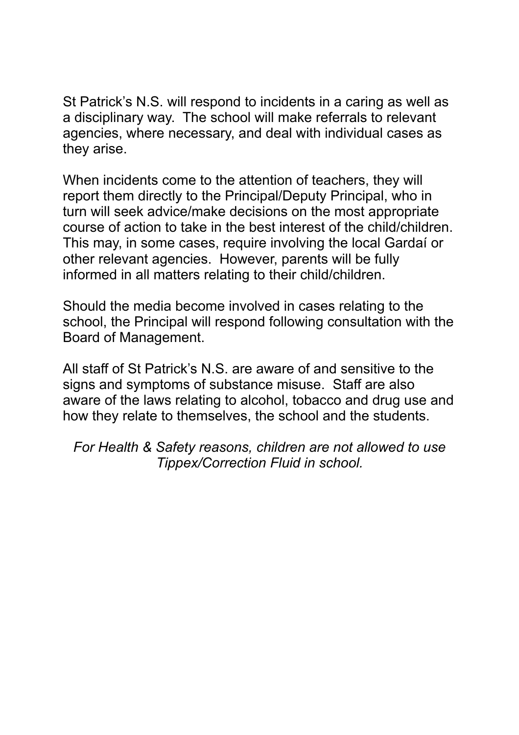St Patrick's N.S. will respond to incidents in a caring as well as a disciplinary way. The school will make referrals to relevant agencies, where necessary, and deal with individual cases as they arise.

When incidents come to the attention of teachers, they will report them directly to the Principal/Deputy Principal, who in turn will seek advice/make decisions on the most appropriate course of action to take in the best interest of the child/children. This may, in some cases, require involving the local Gardaí or other relevant agencies. However, parents will be fully informed in all matters relating to their child/children.

Should the media become involved in cases relating to the school, the Principal will respond following consultation with the Board of Management.

All staff of St Patrick's N.S. are aware of and sensitive to the signs and symptoms of substance misuse. Staff are also aware of the laws relating to alcohol, tobacco and drug use and how they relate to themselves, the school and the students.

*For Health & Safety reasons, children are not allowed to use Tippex/Correction Fluid in school.*